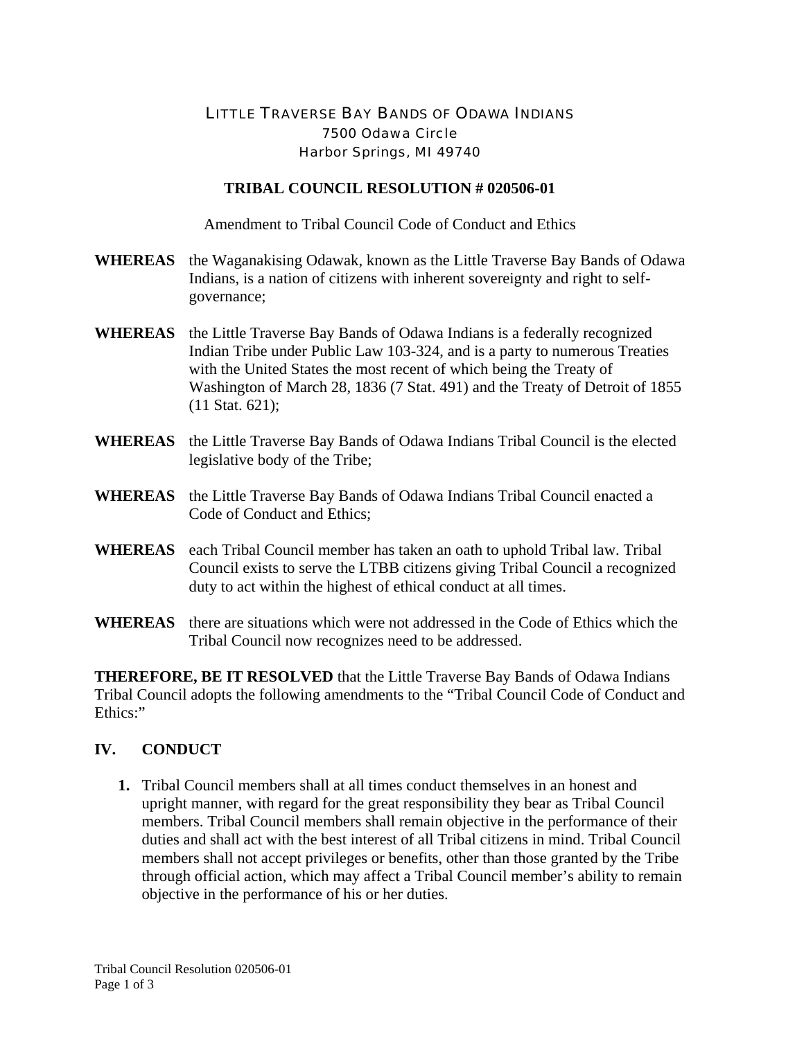LITTLE TRAVERSE BAY BANDS OF ODAWA INDIANS
7500 Odawa Circle
Harbor Springs, MI 49740

# TRIBAL COUNCIL RESOLUTION # 020506-01

Amendment to Tribal Council Code of Conduct and Ethics

**WHEREAS** the Waganakising Odawak, known as the Little Traverse Bay Bands of Odawa Indians, is a nation of citizens with inherent sovereignty and right to self-governance;

**WHEREAS** the Little Traverse Bay Bands of Odawa Indians is a federally recognized Indian Tribe under Public Law 103-324, and is a party to numerous Treaties with the United States the most recent of which being the Treaty of Washington of March 28, 1836 (7 Stat. 491) and the Treaty of Detroit of 1855 (11 Stat. 621);

**WHEREAS** the Little Traverse Bay Bands of Odawa Indians Tribal Council is the elected legislative body of the Tribe;

**WHEREAS** the Little Traverse Bay Bands of Odawa Indians Tribal Council enacted a Code of Conduct and Ethics;

**WHEREAS** each Tribal Council member has taken an oath to uphold Tribal law. Tribal Council exists to serve the LTBB citizens giving Tribal Council a recognized duty to act within the highest of ethical conduct at all times.

**WHEREAS** there are situations which were not addressed in the Code of Ethics which the Tribal Council now recognizes need to be addressed.

**THEREFORE, BE IT RESOLVED** that the Little Traverse Bay Bands of Odawa Indians Tribal Council adopts the following amendments to the "Tribal Council Code of Conduct and Ethics:"

## IV. CONDUCT

1. Tribal Council members shall at all times conduct themselves in an honest and upright manner, with regard for the great responsibility they bear as Tribal Council members. Tribal Council members shall remain objective in the performance of their duties and shall act with the best interest of all Tribal citizens in mind. Tribal Council members shall not accept privileges or benefits, other than those granted by the Tribe through official action, which may affect a Tribal Council member's ability to remain objective in the performance of his or her duties.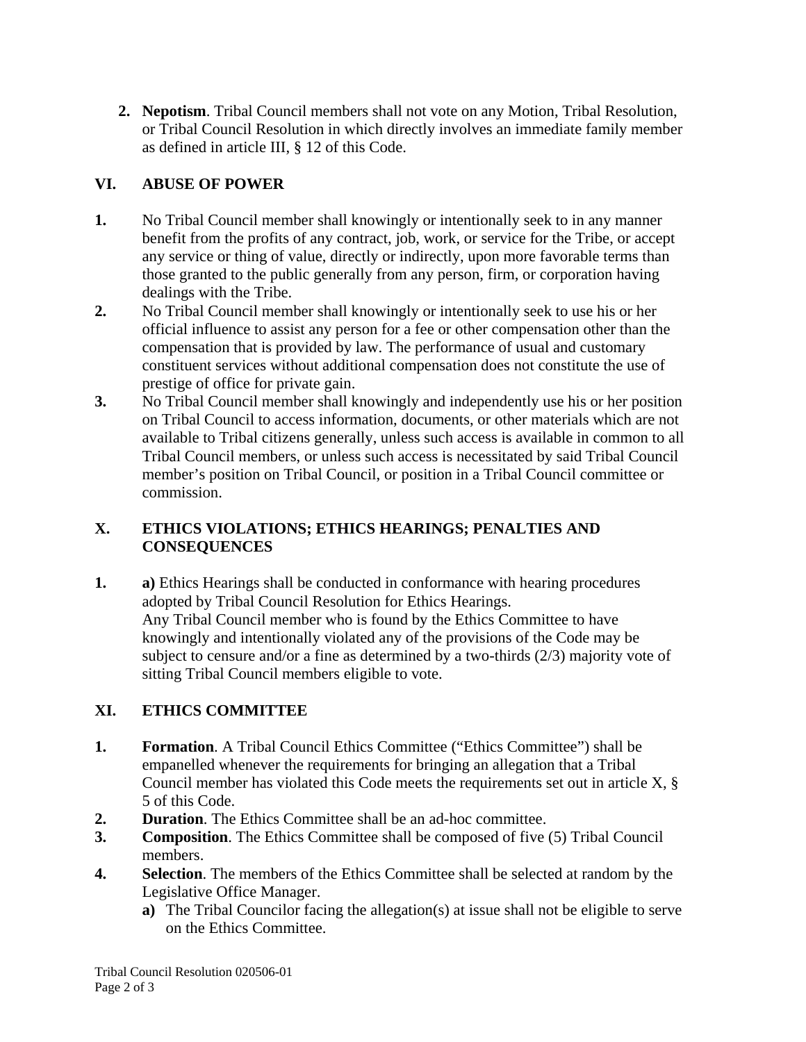2. **Nepotism**. Tribal Council members shall not vote on any Motion, Tribal Resolution, or Tribal Council Resolution in which directly involves an immediate family member as defined in article III, § 12 of this Code.

## VI. ABUSE OF POWER

1. No Tribal Council member shall knowingly or intentionally seek to in any manner benefit from the profits of any contract, job, work, or service for the Tribe, or accept any service or thing of value, directly or indirectly, upon more favorable terms than those granted to the public generally from any person, firm, or corporation having dealings with the Tribe.
2. No Tribal Council member shall knowingly or intentionally seek to use his or her official influence to assist any person for a fee or other compensation other than the compensation that is provided by law. The performance of usual and customary constituent services without additional compensation does not constitute the use of prestige of office for private gain.
3. No Tribal Council member shall knowingly and independently use his or her position on Tribal Council to access information, documents, or other materials which are not available to Tribal citizens generally, unless such access is available in common to all Tribal Council members, or unless such access is necessitated by said Tribal Council member's position on Tribal Council, or position in a Tribal Council committee or commission.

## X. ETHICS VIOLATIONS; ETHICS HEARINGS; PENALTIES AND CONSEQUENCES

1. **a)** Ethics Hearings shall be conducted in conformance with hearing procedures adopted by Tribal Council Resolution for Ethics Hearings.
   Any Tribal Council member who is found by the Ethics Committee to have knowingly and intentionally violated any of the provisions of the Code may be subject to censure and/or a fine as determined by a two-thirds (2/3) majority vote of sitting Tribal Council members eligible to vote.

## XI. ETHICS COMMITTEE

1. **Formation**. A Tribal Council Ethics Committee ("Ethics Committee") shall be empanelled whenever the requirements for bringing an allegation that a Tribal Council member has violated this Code meets the requirements set out in article X, § 5 of this Code.
2. **Duration**. The Ethics Committee shall be an ad-hoc committee.
3. **Composition**. The Ethics Committee shall be composed of five (5) Tribal Council members.
4. **Selection**. The members of the Ethics Committee shall be selected at random by the Legislative Office Manager.
   - **a)** The Tribal Councilor facing the allegation(s) at issue shall not be eligible to serve on the Ethics Committee.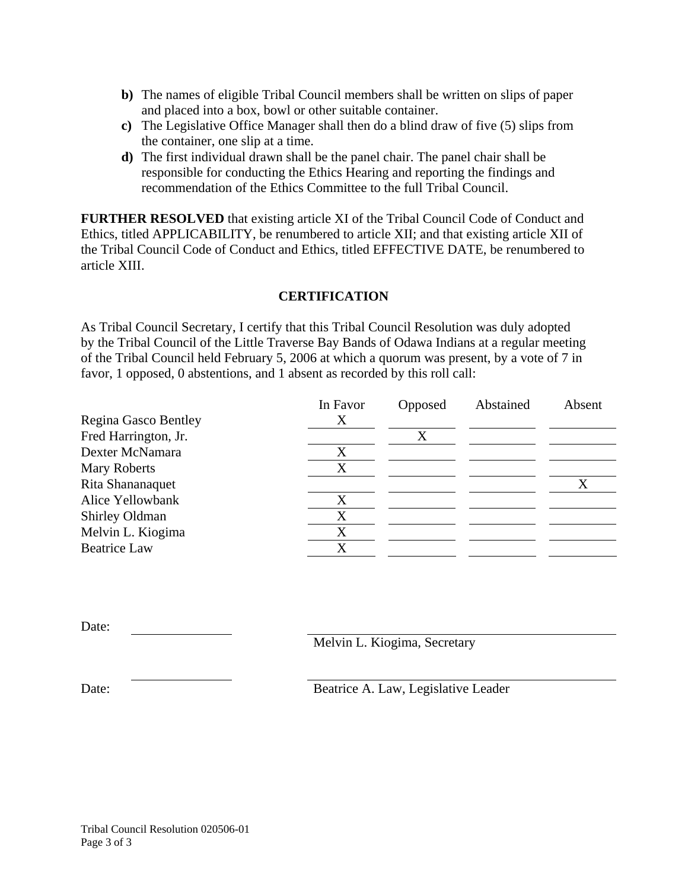**b)** The names of eligible Tribal Council members shall be written on slips of paper and placed into a box, bowl or other suitable container.

**c)** The Legislative Office Manager shall then do a blind draw of five (5) slips from the container, one slip at a time.

**d)** The first individual drawn shall be the panel chair. The panel chair shall be responsible for conducting the Ethics Hearing and reporting the findings and recommendation of the Ethics Committee to the full Tribal Council.

**FURTHER RESOLVED** that existing article XI of the Tribal Council Code of Conduct and Ethics, titled APPLICABILITY, be renumbered to article XII; and that existing article XII of the Tribal Council Code of Conduct and Ethics, titled EFFECTIVE DATE, be renumbered to article XIII.

## CERTIFICATION

As Tribal Council Secretary, I certify that this Tribal Council Resolution was duly adopted by the Tribal Council of the Little Traverse Bay Bands of Odawa Indians at a regular meeting of the Tribal Council held February 5, 2006 at which a quorum was present, by a vote of 7 in favor, 1 opposed, 0 abstentions, and 1 absent as recorded by this roll call:

| | In Favor | Opposed | Abstained | Absent |
|---|---|---|---|---|
| Regina Gasco Bentley | X | | | |
| Fred Harrington, Jr. | | X | | |
| Dexter McNamara | X | | | |
| Mary Roberts | X | | | |
| Rita Shananaquet | | | | X |
| Alice Yellowbank | X | | | |
| Shirley Oldman | X | | | |
| Melvin L. Kiogima | X | | | |
| Beatrice Law | X | | | |

Date: ______________ ______________________________
Melvin L. Kiogima, Secretary

Date: ______________ ______________________________
Beatrice A. Law, Legislative Leader